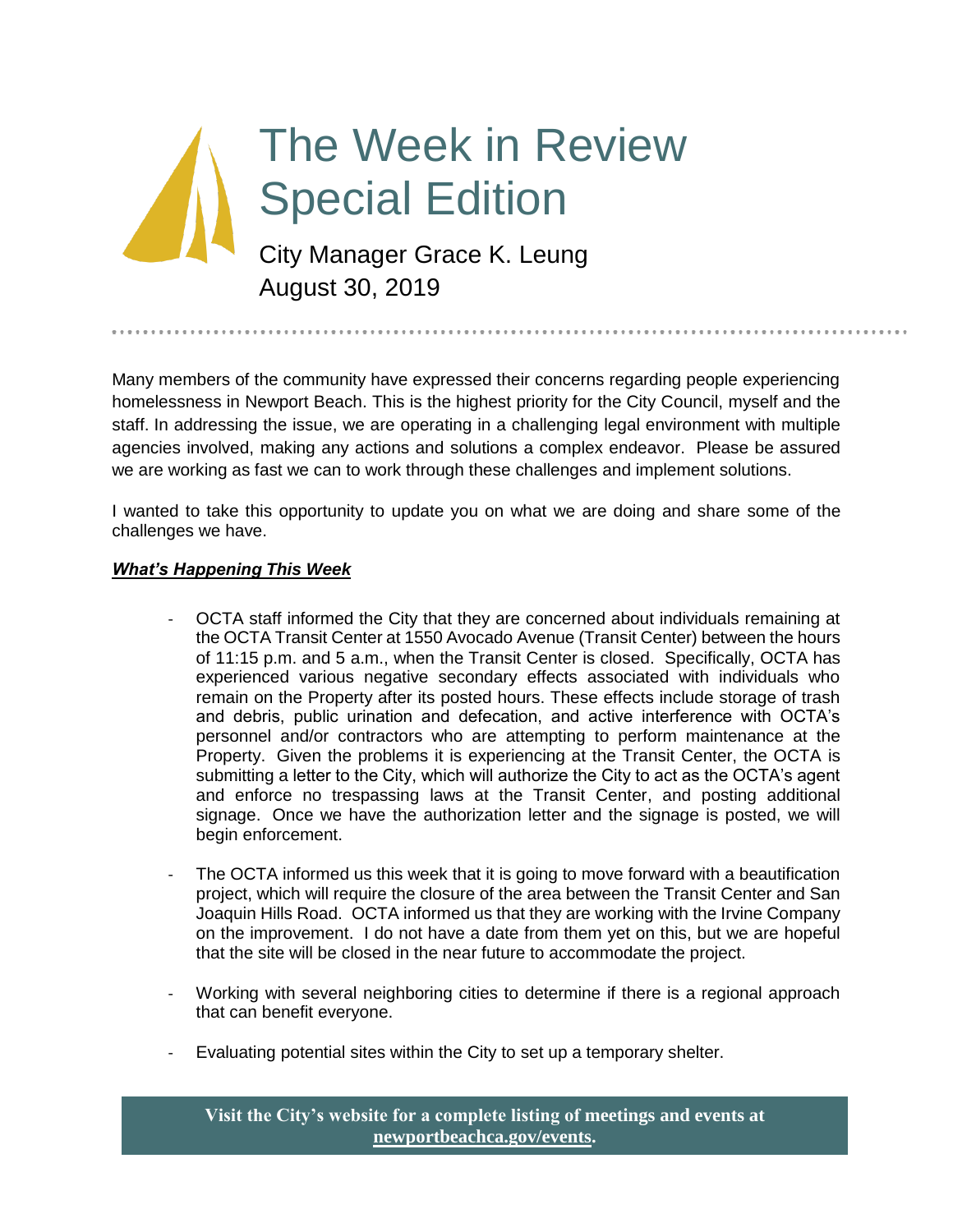# The Week in Review Special Edition

City Manager Grace K. Leung
August 30, 2019

Many members of the community have expressed their concerns regarding people experiencing homelessness in Newport Beach. This is the highest priority for the City Council, myself and the staff. In addressing the issue, we are operating in a challenging legal environment with multiple agencies involved, making any actions and solutions a complex endeavor. Please be assured we are working as fast we can to work through these challenges and implement solutions.

I wanted to take this opportunity to update you on what we are doing and share some of the challenges we have.

***What's Happening This Week***

- OCTA staff informed the City that they are concerned about individuals remaining at the OCTA Transit Center at 1550 Avocado Avenue (Transit Center) between the hours of 11:15 p.m. and 5 a.m., when the Transit Center is closed. Specifically, OCTA has experienced various negative secondary effects associated with individuals who remain on the Property after its posted hours. These effects include storage of trash and debris, public urination and defecation, and active interference with OCTA's personnel and/or contractors who are attempting to perform maintenance at the Property. Given the problems it is experiencing at the Transit Center, the OCTA is submitting a letter to the City, which will authorize the City to act as the OCTA's agent and enforce no trespassing laws at the Transit Center, and posting additional signage. Once we have the authorization letter and the signage is posted, we will begin enforcement.

- The OCTA informed us this week that it is going to move forward with a beautification project, which will require the closure of the area between the Transit Center and San Joaquin Hills Road. OCTA informed us that they are working with the Irvine Company on the improvement. I do not have a date from them yet on this, but we are hopeful that the site will be closed in the near future to accommodate the project.

- Working with several neighboring cities to determine if there is a regional approach that can benefit everyone.

- Evaluating potential sites within the City to set up a temporary shelter.

**Visit the City's website for a complete listing of meetings and events at newportbeachca.gov/events.**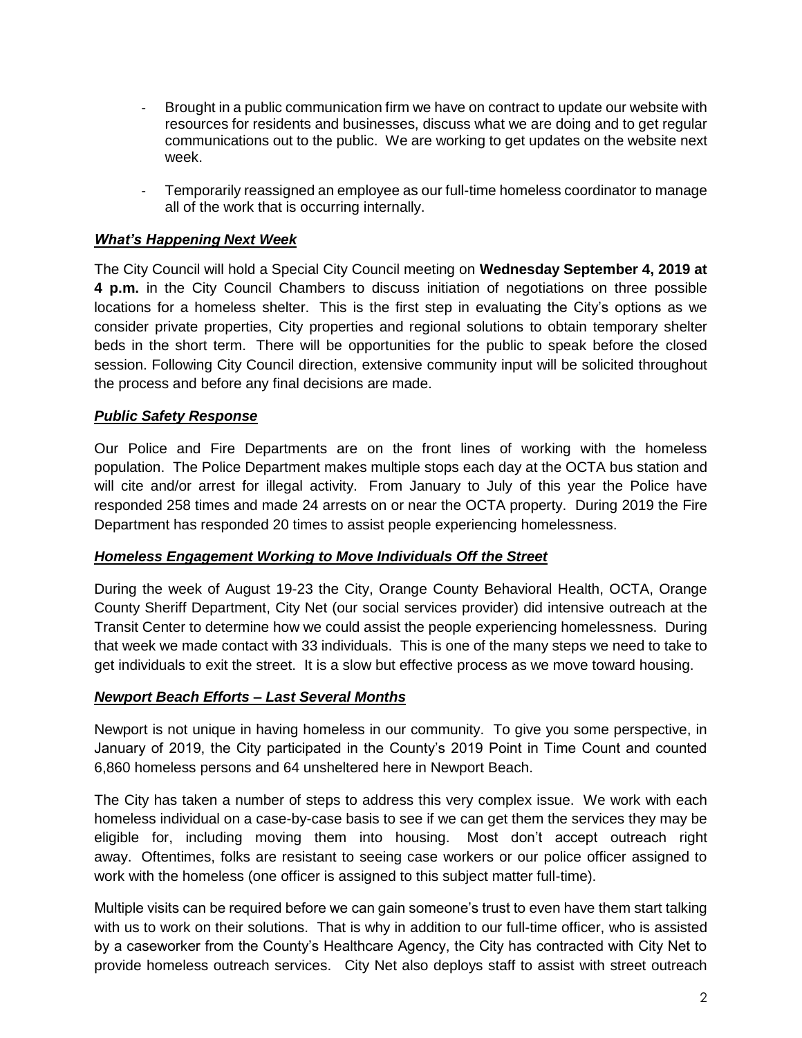- Brought in a public communication firm we have on contract to update our website with resources for residents and businesses, discuss what we are doing and to get regular communications out to the public. We are working to get updates on the website next week.
- Temporarily reassigned an employee as our full-time homeless coordinator to manage all of the work that is occurring internally.

***What's Happening Next Week***

The City Council will hold a Special City Council meeting on **Wednesday September 4, 2019 at 4 p.m.** in the City Council Chambers to discuss initiation of negotiations on three possible locations for a homeless shelter. This is the first step in evaluating the City's options as we consider private properties, City properties and regional solutions to obtain temporary shelter beds in the short term. There will be opportunities for the public to speak before the closed session. Following City Council direction, extensive community input will be solicited throughout the process and before any final decisions are made.

***Public Safety Response***

Our Police and Fire Departments are on the front lines of working with the homeless population. The Police Department makes multiple stops each day at the OCTA bus station and will cite and/or arrest for illegal activity. From January to July of this year the Police have responded 258 times and made 24 arrests on or near the OCTA property. During 2019 the Fire Department has responded 20 times to assist people experiencing homelessness.

***Homeless Engagement Working to Move Individuals Off the Street***

During the week of August 19-23 the City, Orange County Behavioral Health, OCTA, Orange County Sheriff Department, City Net (our social services provider) did intensive outreach at the Transit Center to determine how we could assist the people experiencing homelessness. During that week we made contact with 33 individuals. This is one of the many steps we need to take to get individuals to exit the street. It is a slow but effective process as we move toward housing.

***Newport Beach Efforts – Last Several Months***

Newport is not unique in having homeless in our community. To give you some perspective, in January of 2019, the City participated in the County's 2019 Point in Time Count and counted 6,860 homeless persons and 64 unsheltered here in Newport Beach.

The City has taken a number of steps to address this very complex issue. We work with each homeless individual on a case-by-case basis to see if we can get them the services they may be eligible for, including moving them into housing. Most don't accept outreach right away. Oftentimes, folks are resistant to seeing case workers or our police officer assigned to work with the homeless (one officer is assigned to this subject matter full-time).

Multiple visits can be required before we can gain someone's trust to even have them start talking with us to work on their solutions. That is why in addition to our full-time officer, who is assisted by a caseworker from the County's Healthcare Agency, the City has contracted with City Net to provide homeless outreach services. City Net also deploys staff to assist with street outreach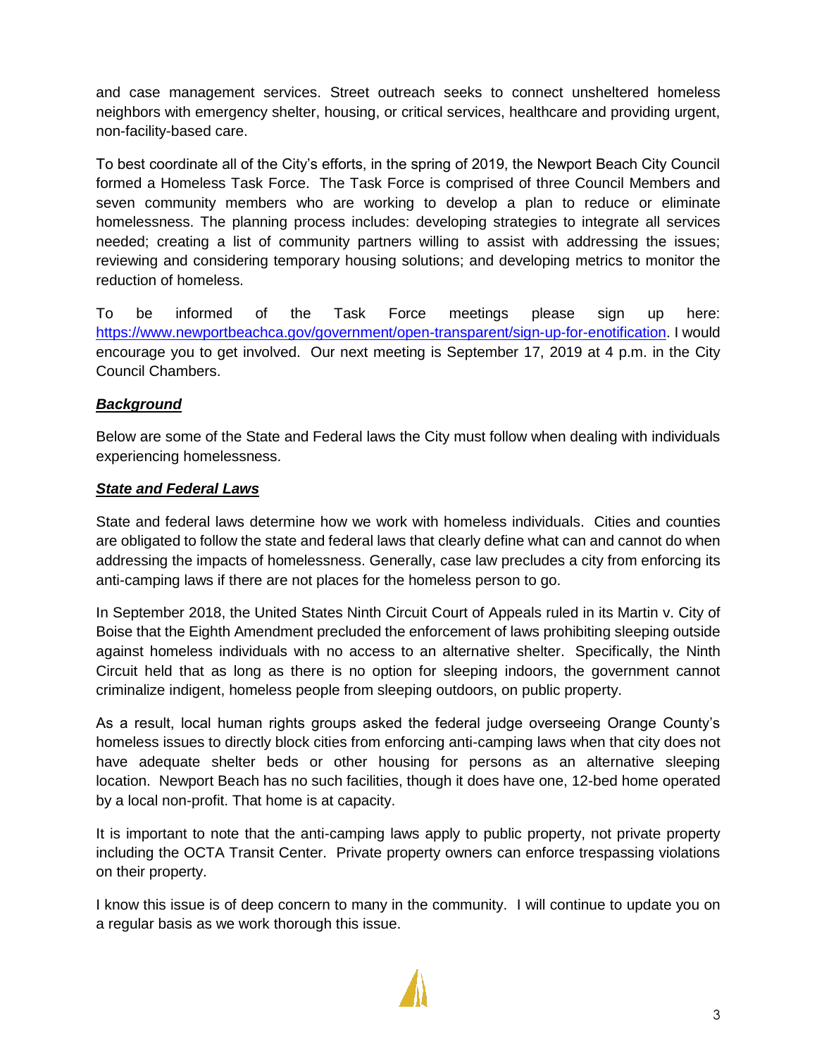and case management services. Street outreach seeks to connect unsheltered homeless neighbors with emergency shelter, housing, or critical services, healthcare and providing urgent, non-facility-based care.

To best coordinate all of the City's efforts, in the spring of 2019, the Newport Beach City Council formed a Homeless Task Force. The Task Force is comprised of three Council Members and seven community members who are working to develop a plan to reduce or eliminate homelessness. The planning process includes: developing strategies to integrate all services needed; creating a list of community partners willing to assist with addressing the issues; reviewing and considering temporary housing solutions; and developing metrics to monitor the reduction of homeless.

To be informed of the Task Force meetings please sign up here: [https://www.newportbeachca.gov/government/open-transparent/sign-up-for-enotification](https://www.newportbeachca.gov/government/open-transparent/sign-up-for-enotification). I would encourage you to get involved. Our next meeting is September 17, 2019 at 4 p.m. in the City Council Chambers.

***Background***

Below are some of the State and Federal laws the City must follow when dealing with individuals experiencing homelessness.

***State and Federal Laws***

State and federal laws determine how we work with homeless individuals. Cities and counties are obligated to follow the state and federal laws that clearly define what can and cannot do when addressing the impacts of homelessness. Generally, case law precludes a city from enforcing its anti-camping laws if there are not places for the homeless person to go.

In September 2018, the United States Ninth Circuit Court of Appeals ruled in its Martin v. City of Boise that the Eighth Amendment precluded the enforcement of laws prohibiting sleeping outside against homeless individuals with no access to an alternative shelter. Specifically, the Ninth Circuit held that as long as there is no option for sleeping indoors, the government cannot criminalize indigent, homeless people from sleeping outdoors, on public property.

As a result, local human rights groups asked the federal judge overseeing Orange County's homeless issues to directly block cities from enforcing anti-camping laws when that city does not have adequate shelter beds or other housing for persons as an alternative sleeping location. Newport Beach has no such facilities, though it does have one, 12-bed home operated by a local non-profit. That home is at capacity.

It is important to note that the anti-camping laws apply to public property, not private property including the OCTA Transit Center. Private property owners can enforce trespassing violations on their property.

I know this issue is of deep concern to many in the community. I will continue to update you on a regular basis as we work thorough this issue.